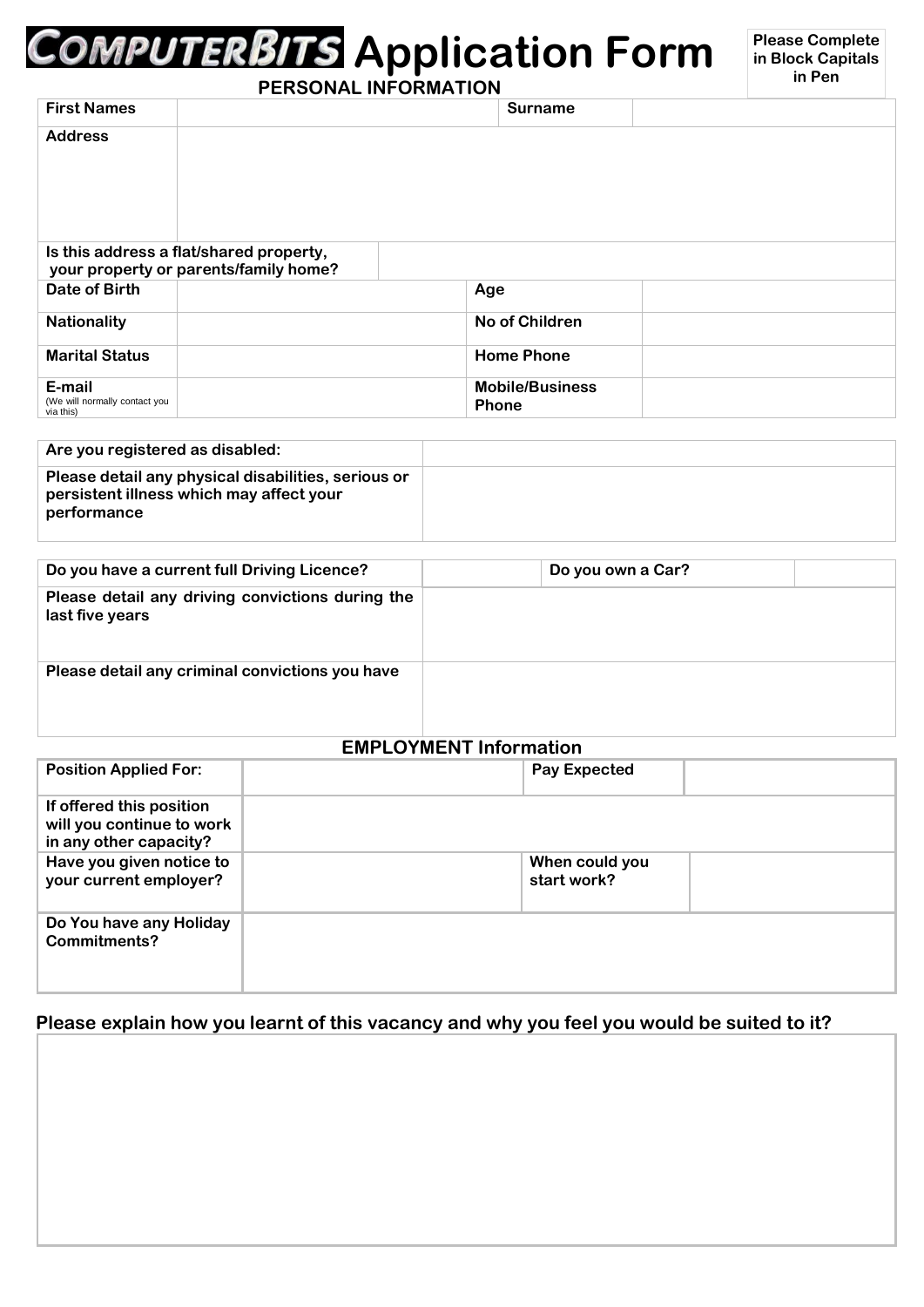# COMPUTERBITS Application Form

**Please Complete in Block Capitals in Pen**

## PERSONAL INFORMATION

| First Names | | Surname | |
|---|---|---|---|
| Address | | | |
| Is this address a flat/shared property, your property or parents/family home? | | | |
| Date of Birth | | Age | |
| Nationality | | No of Children | |
| Marital Status | | Home Phone | |
| E-mail (We will normally contact you via this) | | Mobile/Business Phone | |

| Are you registered as disabled: | |
|---|---|
| Please detail any physical disabilities, serious or persistent illness which may affect your performance | |

| Do you have a current full Driving Licence? | | Do you own a Car? | |
|---|---|---|---|
| Please detail any driving convictions during the last five years | | | |
| Please detail any criminal convictions you have | | | |

## EMPLOYMENT Information

| Position Applied For: | | Pay Expected | |
|---|---|---|---|
| If offered this position will you continue to work in any other capacity? | | | |
| Have you given notice to your current employer? | | When could you start work? | |
| Do You have any Holiday Commitments? | | | |

**Please explain how you learnt of this vacancy and why you feel you would be suited to it?**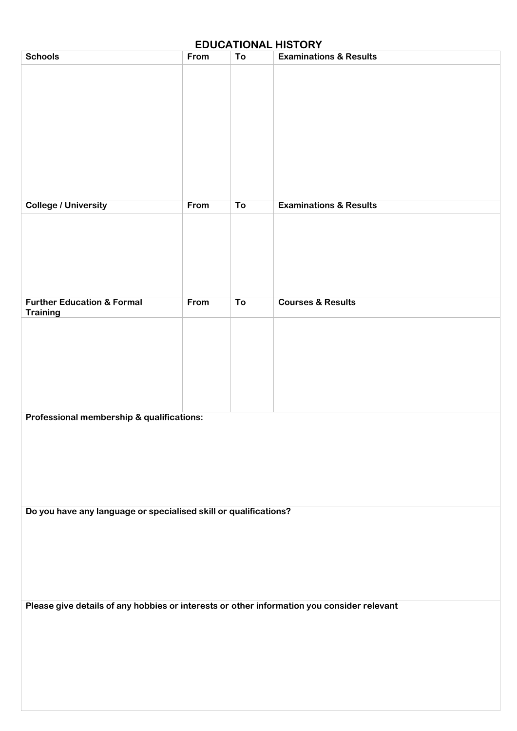## EDUCATIONAL HISTORY

| Schools | From | To | Examinations & Results |
| --- | --- | --- | --- |
| | | | |

| College / University | From | To | Examinations & Results |
| --- | --- | --- | --- |
| | | | |

| Further Education & Formal Training | From | To | Courses & Results |
| --- | --- | --- | --- |
| | | | |

**Professional membership & qualifications:**

**Do you have any language or specialised skill or qualifications?**

**Please give details of any hobbies or interests or other information you consider relevant**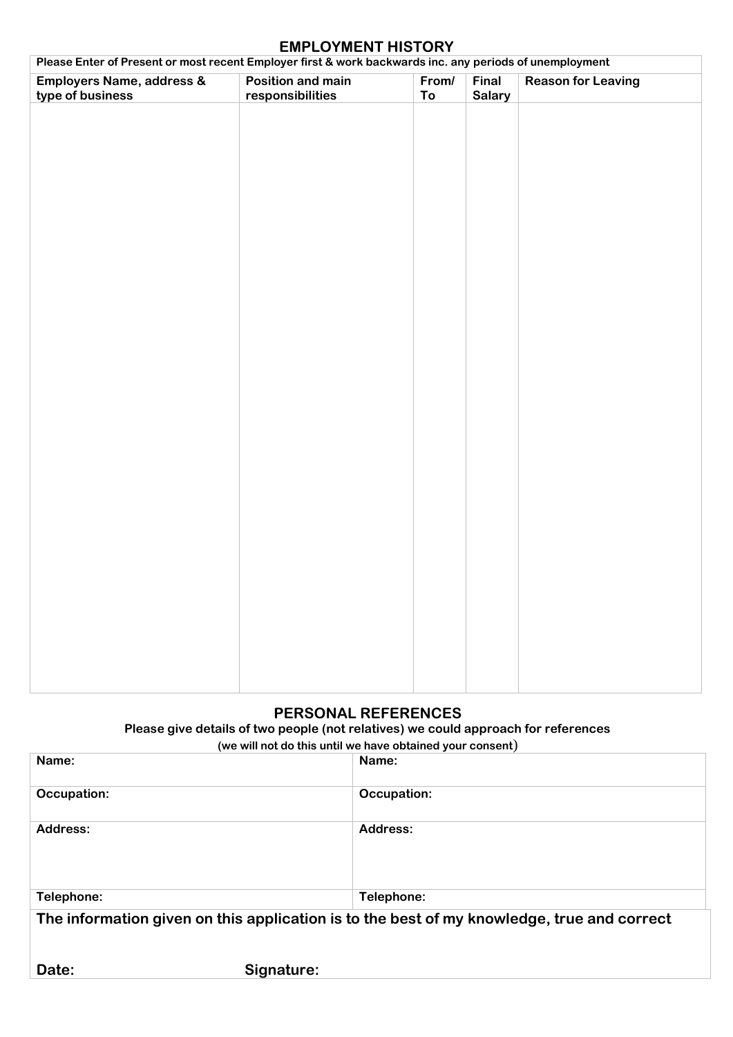## EMPLOYMENT HISTORY

| Please Enter of Present or most recent Employer first & work backwards inc. any periods of unemployment | | | | |
|---|---|---|---|---|
| **Employers Name, address & type of business** | **Position and main responsibilities** | **From/ To** | **Final Salary** | **Reason for Leaving** |
| | | | | |

## PERSONAL REFERENCES

**Please give details of two people (not relatives) we could approach for references**

**(we will not do this until we have obtained your consent)**

| | |
|---|---|
| **Name:** | **Name:** |
| **Occupation:** | **Occupation:** |
| **Address:** | **Address:** |
| **Telephone:** | **Telephone:** |

**The information given on this application is to the best of my knowledge, true and correct**

**Date:** **Signature:**